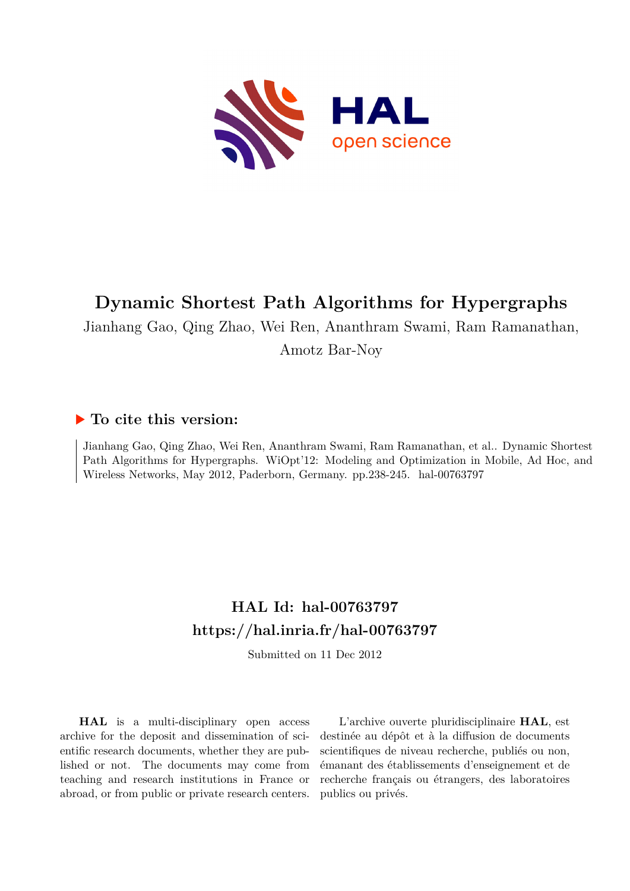# Dynamic Shortest Path Algorithms for Hypergraphs

Jianhang Gao, Qing Zhao, Wei Ren, Ananthram Swami, Ram Ramanathan, Amotz Bar-Noy

## ▶ To cite this version:

Jianhang Gao, Qing Zhao, Wei Ren, Ananthram Swami, Ram Ramanathan, et al.. Dynamic Shortest Path Algorithms for Hypergraphs. WiOpt'12: Modeling and Optimization in Mobile, Ad Hoc, and Wireless Networks, May 2012, Paderborn, Germany. pp.238-245. hal-00763797

## HAL Id: hal-00763797
## https://hal.inria.fr/hal-00763797

Submitted on 11 Dec 2012

**HAL** is a multi-disciplinary open access archive for the deposit and dissemination of scientific research documents, whether they are published or not. The documents may come from teaching and research institutions in France or abroad, or from public or private research centers.

L'archive ouverte pluridisciplinaire **HAL**, est destinée au dépôt et à la diffusion de documents scientifiques de niveau recherche, publiés ou non, émanant des établissements d'enseignement et de recherche français ou étrangers, des laboratoires publics ou privés.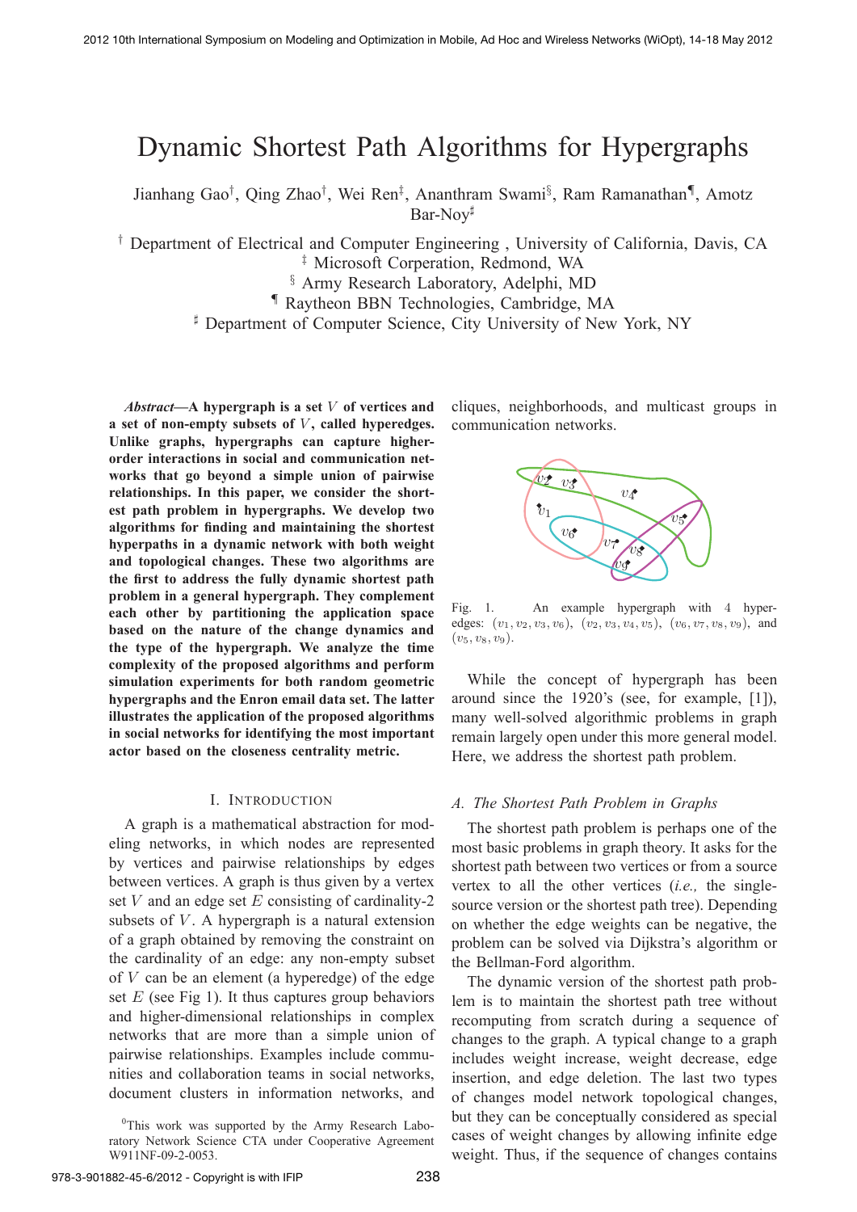# Dynamic Shortest Path Algorithms for Hypergraphs

Jianhang Gao[†], Qing Zhao[†], Wei Ren[‡], Ananthram Swami[§], Ram Ramanathan[¶], Amotz Bar-Noy[♯]

[†] Department of Electrical and Computer Engineering , University of California, Davis, CA
[‡] Microsoft Corperation, Redmond, WA
[§] Army Research Laboratory, Adelphi, MD
[¶] Raytheon BBN Technologies, Cambridge, MA
[♯] Department of Computer Science, City University of New York, NY

***Abstract*—A hypergraph is a set $V$ of vertices and a set of non-empty subsets of $V$, called hyperedges. Unlike graphs, hypergraphs can capture higher-order interactions in social and communication networks that go beyond a simple union of pairwise relationships. In this paper, we consider the shortest path problem in hypergraphs. We develop two algorithms for finding and maintaining the shortest hyperpaths in a dynamic network with both weight and topological changes. These two algorithms are the first to address the fully dynamic shortest path problem in a general hypergraph. They complement each other by partitioning the application space based on the nature of the change dynamics and the type of the hypergraph. We analyze the time complexity of the proposed algorithms and perform simulation experiments for both random geometric hypergraphs and the Enron email data set. The latter illustrates the application of the proposed algorithms in social networks for identifying the most important actor based on the closeness centrality metric.**

## I. Introduction

A graph is a mathematical abstraction for modeling networks, in which nodes are represented by vertices and pairwise relationships by edges between vertices. A graph is thus given by a vertex set $V$ and an edge set $E$ consisting of cardinality-2 subsets of $V$. A hypergraph is a natural extension of a graph obtained by removing the constraint on the cardinality of an edge: any non-empty subset of $V$ can be an element (a hyperedge) of the edge set $E$ (see Fig 1). It thus captures group behaviors and higher-dimensional relationships in complex networks that are more than a simple union of pairwise relationships. Examples include communities and collaboration teams in social networks, document clusters in information networks, and cliques, neighborhoods, and multicast groups in communication networks.

Fig. 1. An example hypergraph with 4 hyperedges: $(v_1, v_2, v_3, v_6)$, $(v_2, v_3, v_4, v_5)$, $(v_6, v_7, v_8, v_9)$, and $(v_5, v_8, v_9)$.

While the concept of hypergraph has been around since the 1920's (see, for example, [1]), many well-solved algorithmic problems in graph remain largely open under this more general model. Here, we address the shortest path problem.

### A. The Shortest Path Problem in Graphs

The shortest path problem is perhaps one of the most basic problems in graph theory. It asks for the shortest path between two vertices or from a source vertex to all the other vertices (*i.e.,* the single-source version or the shortest path tree). Depending on whether the edge weights can be negative, the problem can be solved via Dijkstra's algorithm or the Bellman-Ford algorithm.

The dynamic version of the shortest path problem is to maintain the shortest path tree without recomputing from scratch during a sequence of changes to the graph. A typical change to a graph includes weight increase, weight decrease, edge insertion, and edge deletion. The last two types of changes model network topological changes, but they can be conceptually considered as special cases of weight changes by allowing infinite edge weight. Thus, if the sequence of changes contains

[0]This work was supported by the Army Research Laboratory Network Science CTA under Cooperative Agreement W911NF-09-2-0053.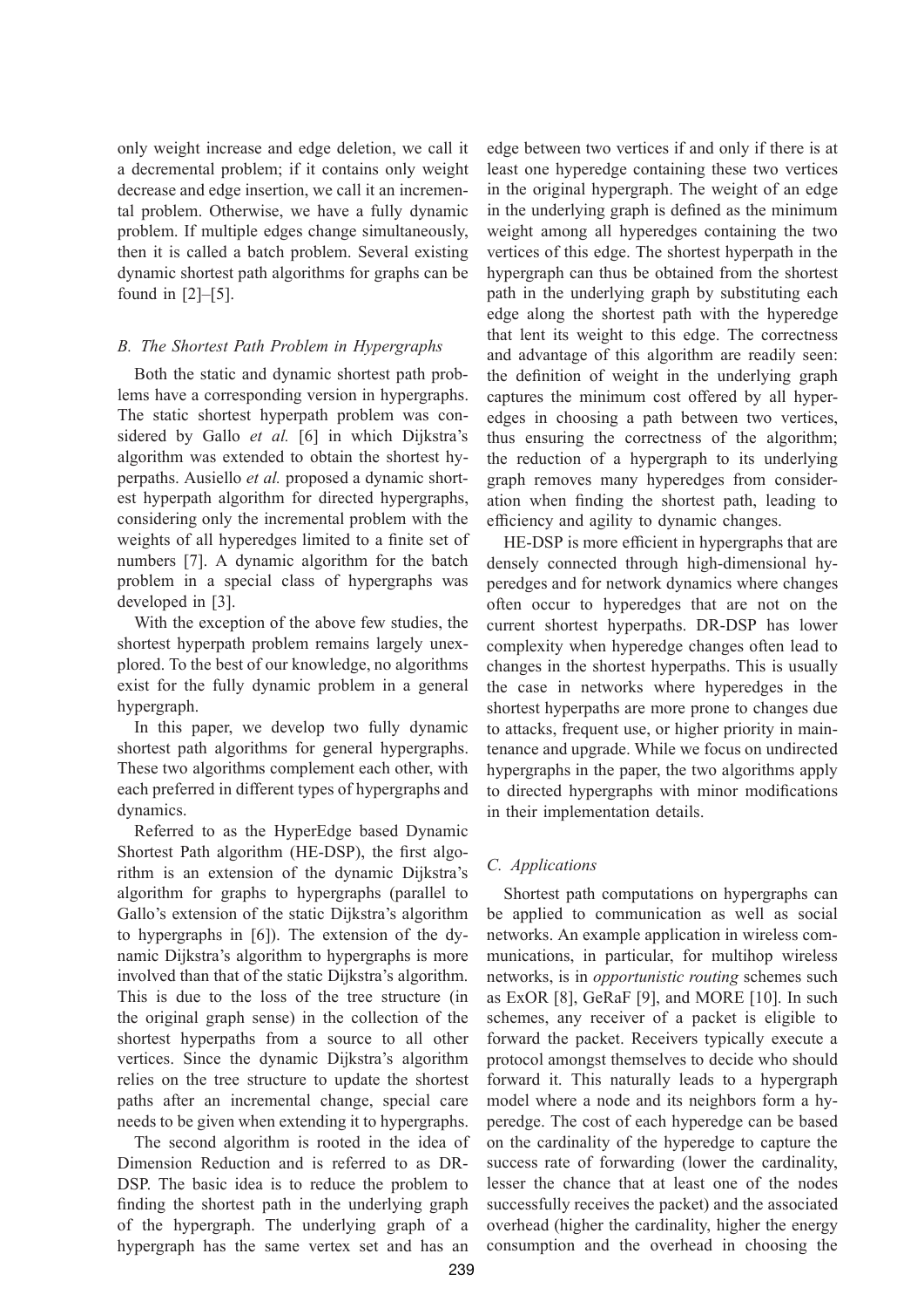only weight increase and edge deletion, we call it a decremental problem; if it contains only weight decrease and edge insertion, we call it an incremental problem. Otherwise, we have a fully dynamic problem. If multiple edges change simultaneously, then it is called a batch problem. Several existing dynamic shortest path algorithms for graphs can be found in [2]–[5].

### *B. The Shortest Path Problem in Hypergraphs*

Both the static and dynamic shortest path problems have a corresponding version in hypergraphs. The static shortest hyperpath problem was considered by Gallo *et al.* [6] in which Dijkstra's algorithm was extended to obtain the shortest hyperpaths. Ausiello *et al.* proposed a dynamic shortest hyperpath algorithm for directed hypergraphs, considering only the incremental problem with the weights of all hyperedges limited to a finite set of numbers [7]. A dynamic algorithm for the batch problem in a special class of hypergraphs was developed in [3].

With the exception of the above few studies, the shortest hyperpath problem remains largely unexplored. To the best of our knowledge, no algorithms exist for the fully dynamic problem in a general hypergraph.

In this paper, we develop two fully dynamic shortest path algorithms for general hypergraphs. These two algorithms complement each other, with each preferred in different types of hypergraphs and dynamics.

Referred to as the HyperEdge based Dynamic Shortest Path algorithm (HE-DSP), the first algorithm is an extension of the dynamic Dijkstra's algorithm for graphs to hypergraphs (parallel to Gallo's extension of the static Dijkstra's algorithm to hypergraphs in [6]). The extension of the dynamic Dijkstra's algorithm to hypergraphs is more involved than that of the static Dijkstra's algorithm. This is due to the loss of the tree structure (in the original graph sense) in the collection of the shortest hyperpaths from a source to all other vertices. Since the dynamic Dijkstra's algorithm relies on the tree structure to update the shortest paths after an incremental change, special care needs to be given when extending it to hypergraphs.

The second algorithm is rooted in the idea of Dimension Reduction and is referred to as DR-DSP. The basic idea is to reduce the problem to finding the shortest path in the underlying graph of the hypergraph. The underlying graph of a hypergraph has the same vertex set and has an edge between two vertices if and only if there is at least one hyperedge containing these two vertices in the original hypergraph. The weight of an edge in the underlying graph is defined as the minimum weight among all hyperedges containing the two vertices of this edge. The shortest hyperpath in the hypergraph can thus be obtained from the shortest path in the underlying graph by substituting each edge along the shortest path with the hyperedge that lent its weight to this edge. The correctness and advantage of this algorithm are readily seen: the definition of weight in the underlying graph captures the minimum cost offered by all hyperedges in choosing a path between two vertices, thus ensuring the correctness of the algorithm; the reduction of a hypergraph to its underlying graph removes many hyperedges from consideration when finding the shortest path, leading to efficiency and agility to dynamic changes.

HE-DSP is more efficient in hypergraphs that are densely connected through high-dimensional hyperedges and for network dynamics where changes often occur to hyperedges that are not on the current shortest hyperpaths. DR-DSP has lower complexity when hyperedge changes often lead to changes in the shortest hyperpaths. This is usually the case in networks where hyperedges in the shortest hyperpaths are more prone to changes due to attacks, frequent use, or higher priority in maintenance and upgrade. While we focus on undirected hypergraphs in the paper, the two algorithms apply to directed hypergraphs with minor modifications in their implementation details.

### *C. Applications*

Shortest path computations on hypergraphs can be applied to communication as well as social networks. An example application in wireless communications, in particular, for multihop wireless networks, is in *opportunistic routing* schemes such as ExOR [8], GeRaF [9], and MORE [10]. In such schemes, any receiver of a packet is eligible to forward the packet. Receivers typically execute a protocol amongst themselves to decide who should forward it. This naturally leads to a hypergraph model where a node and its neighbors form a hyperedge. The cost of each hyperedge can be based on the cardinality of the hyperedge to capture the success rate of forwarding (lower the cardinality, lesser the chance that at least one of the nodes successfully receives the packet) and the associated overhead (higher the cardinality, higher the energy consumption and the overhead in choosing the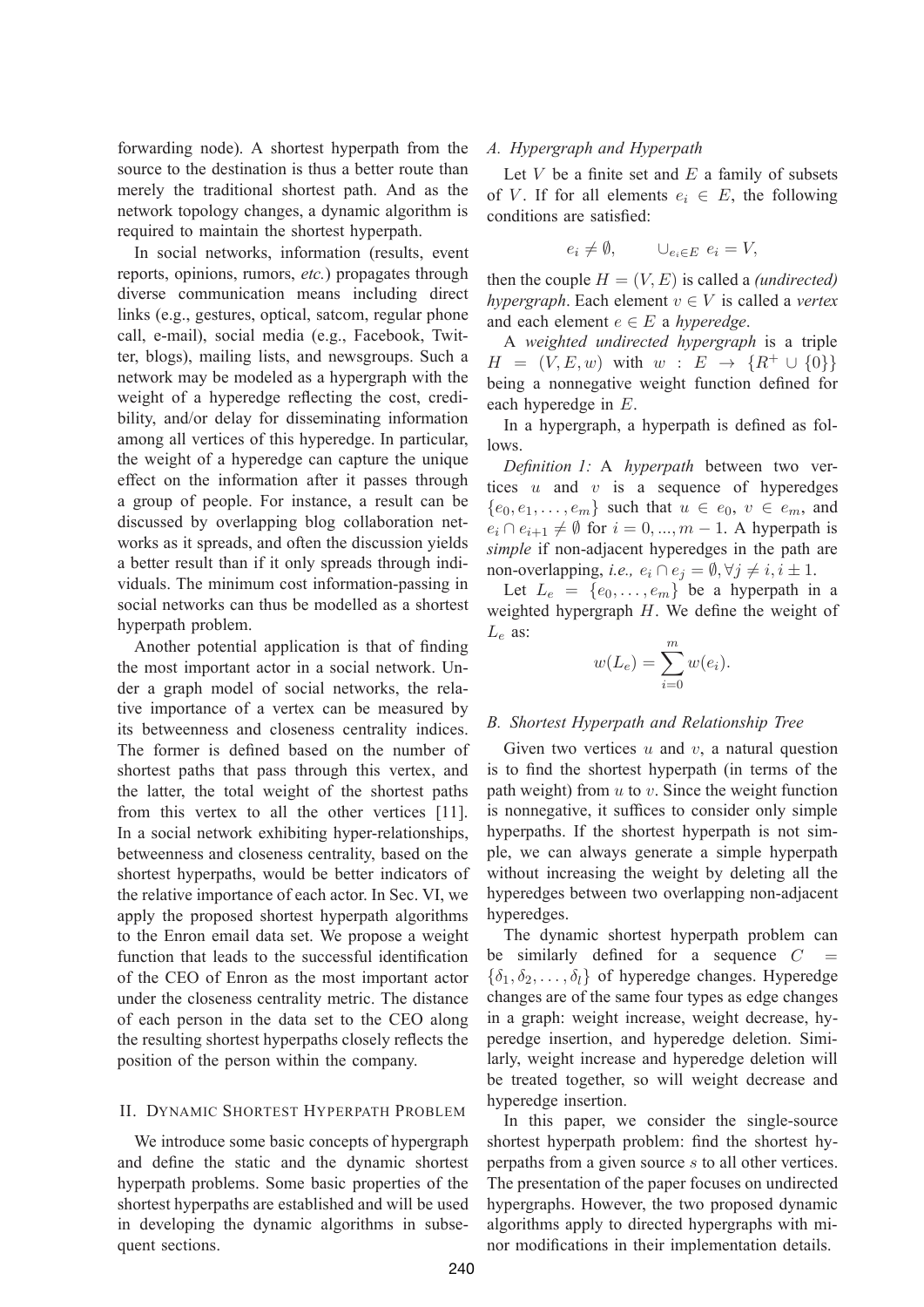forwarding node). A shortest hyperpath from the source to the destination is thus a better route than merely the traditional shortest path. And as the network topology changes, a dynamic algorithm is required to maintain the shortest hyperpath.

In social networks, information (results, event reports, opinions, rumors, *etc.*) propagates through diverse communication means including direct links (e.g., gestures, optical, satcom, regular phone call, e-mail), social media (e.g., Facebook, Twitter, blogs), mailing lists, and newsgroups. Such a network may be modeled as a hypergraph with the weight of a hyperedge reflecting the cost, credibility, and/or delay for disseminating information among all vertices of this hyperedge. In particular, the weight of a hyperedge can capture the unique effect on the information after it passes through a group of people. For instance, a result can be discussed by overlapping blog collaboration networks as it spreads, and often the discussion yields a better result than if it only spreads through individuals. The minimum cost information-passing in social networks can thus be modelled as a shortest hyperpath problem.

Another potential application is that of finding the most important actor in a social network. Under a graph model of social networks, the relative importance of a vertex can be measured by its betweenness and closeness centrality indices. The former is defined based on the number of shortest paths that pass through this vertex, and the latter, the total weight of the shortest paths from this vertex to all the other vertices [11]. In a social network exhibiting hyper-relationships, betweenness and closeness centrality, based on the shortest hyperpaths, would be better indicators of the relative importance of each actor. In Sec. VI, we apply the proposed shortest hyperpath algorithms to the Enron email data set. We propose a weight function that leads to the successful identification of the CEO of Enron as the most important actor under the closeness centrality metric. The distance of each person in the data set to the CEO along the resulting shortest hyperpaths closely reflects the position of the person within the company.

## II. Dynamic Shortest Hyperpath Problem

We introduce some basic concepts of hypergraph and define the static and the dynamic shortest hyperpath problems. Some basic properties of the shortest hyperpaths are established and will be used in developing the dynamic algorithms in subsequent sections.

### A. Hypergraph and Hyperpath

Let $V$ be a finite set and $E$ a family of subsets of $V$. If for all elements $e_i \in E$, the following conditions are satisfied:

$$e_i \neq \emptyset, \qquad \cup_{e_i \in E}\; e_i = V,$$

then the couple $H = (V, E)$ is called a *(undirected) hypergraph*. Each element $v \in V$ is called a *vertex* and each element $e \in E$ a *hyperedge*.

A *weighted undirected hypergraph* is a triple $H = (V, E, w)$ with $w : E \rightarrow \{R^+ \cup \{0\}\}$ being a nonnegative weight function defined for each hyperedge in $E$.

In a hypergraph, a hyperpath is defined as follows.

*Definition 1:* A *hyperpath* between two vertices $u$ and $v$ is a sequence of hyperedges $\{e_0, e_1, \ldots, e_m\}$ such that $u \in e_0$, $v \in e_m$, and $e_i \cap e_{i+1} \neq \emptyset$ for $i = 0, ..., m-1$. A hyperpath is *simple* if non-adjacent hyperedges in the path are non-overlapping, *i.e.,* $e_i \cap e_j = \emptyset, \forall j \neq i, i \pm 1$.

Let $L_e = \{e_0, \ldots, e_m\}$ be a hyperpath in a weighted hypergraph $H$. We define the weight of $L_e$ as:

$$w(L_e) = \sum_{i=0}^{m} w(e_i).$$

### B. Shortest Hyperpath and Relationship Tree

Given two vertices $u$ and $v$, a natural question is to find the shortest hyperpath (in terms of the path weight) from $u$ to $v$. Since the weight function is nonnegative, it suffices to consider only simple hyperpaths. If the shortest hyperpath is not simple, we can always generate a simple hyperpath without increasing the weight by deleting all the hyperedges between two overlapping non-adjacent hyperedges.

The dynamic shortest hyperpath problem can be similarly defined for a sequence $C = \{\delta_1, \delta_2, \ldots, \delta_l\}$ of hyperedge changes. Hyperedge changes are of the same four types as edge changes in a graph: weight increase, weight decrease, hyperedge insertion, and hyperedge deletion. Similarly, weight increase and hyperedge deletion will be treated together, so will weight decrease and hyperedge insertion.

In this paper, we consider the single-source shortest hyperpath problem: find the shortest hyperpaths from a given source $s$ to all other vertices. The presentation of the paper focuses on undirected hypergraphs. However, the two proposed dynamic algorithms apply to directed hypergraphs with minor modifications in their implementation details.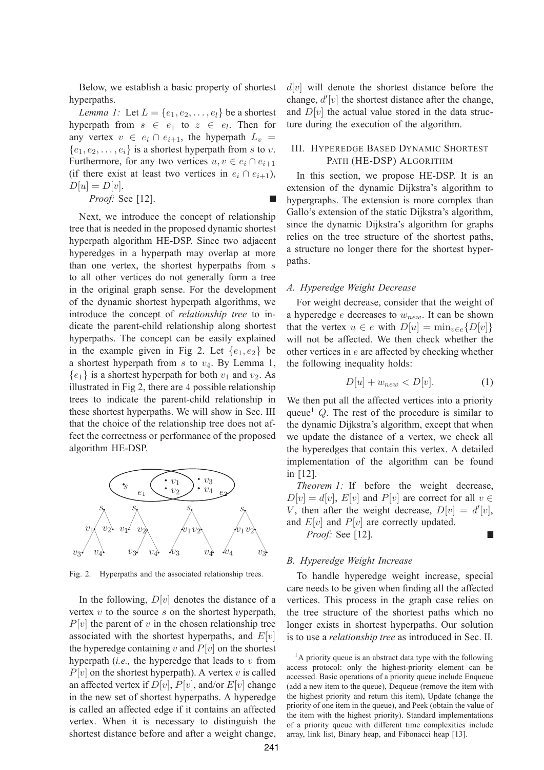Below, we establish a basic property of shortest hyperpaths.

*Lemma 1:* Let $L = \{e_1, e_2, \ldots, e_l\}$ be a shortest hyperpath from $s \in e_1$ to $z \in e_l$. Then for any vertex $v \in e_i \cap e_{i+1}$, the hyperpath $L_v = \{e_1, e_2, \ldots, e_i\}$ is a shortest hyperpath from $s$ to $v$. Furthermore, for any two vertices $u, v \in e_i \cap e_{i+1}$ (if there exist at least two vertices in $e_i \cap e_{i+1}$), $D[u] = D[v]$.

*Proof:* See [12]. ■

Next, we introduce the concept of relationship tree that is needed in the proposed dynamic shortest hyperpath algorithm HE-DSP. Since two adjacent hyperedges in a hyperpath may overlap at more than one vertex, the shortest hyperpaths from $s$ to all other vertices do not generally form a tree in the original graph sense. For the development of the dynamic shortest hyperpath algorithms, we introduce the concept of *relationship tree* to indicate the parent-child relationship along shortest hyperpaths. The concept can be easily explained in the example given in Fig 2. Let $\{e_1, e_2\}$ be a shortest hyperpath from $s$ to $v_4$. By Lemma 1, $\{e_1\}$ is a shortest hyperpath for both $v_1$ and $v_2$. As illustrated in Fig 2, there are 4 possible relationship trees to indicate the parent-child relationship in these shortest hyperpaths. We will show in Sec. III that the choice of the relationship tree does not affect the correctness or performance of the proposed algorithm HE-DSP.

Fig. 2. Hyperpaths and the associated relationship trees.

In the following, $D[v]$ denotes the distance of a vertex $v$ to the source $s$ on the shortest hyperpath, $P[v]$ the parent of $v$ in the chosen relationship tree associated with the shortest hyperpaths, and $E[v]$ the hyperedge containing $v$ and $P[v]$ on the shortest hyperpath (*i.e.,* the hyperedge that leads to $v$ from $P[v]$ on the shortest hyperpath). A vertex $v$ is called an affected vertex if $D[v]$, $P[v]$, and/or $E[v]$ change in the new set of shortest hyperpaths. A hyperedge is called an affected edge if it contains an affected vertex. When it is necessary to distinguish the shortest distance before and after a weight change, $d[v]$ will denote the shortest distance before the change, $d'[v]$ the shortest distance after the change, and $D[v]$ the actual value stored in the data structure during the execution of the algorithm.

## III. Hyperedge Based Dynamic Shortest Path (HE-DSP) Algorithm

In this section, we propose HE-DSP. It is an extension of the dynamic Dijkstra's algorithm to hypergraphs. The extension is more complex than Gallo's extension of the static Dijkstra's algorithm, since the dynamic Dijkstra's algorithm for graphs relies on the tree structure of the shortest paths, a structure no longer there for the shortest hyperpaths.

### A. Hyperedge Weight Decrease

For weight decrease, consider that the weight of a hyperedge $e$ decreases to $w_{new}$. It can be shown that the vertex $u \in e$ with $D[u] = \min_{v \in e}\{D[v]\}$ will not be affected. We then check whether the other vertices in $e$ are affected by checking whether the following inequality holds:

$$D[u] + w_{new} < D[v]. \tag{1}$$

We then put all the affected vertices into a priority queue[1] $Q$. The rest of the procedure is similar to the dynamic Dijkstra's algorithm, except that when we update the distance of a vertex, we check all the hyperedges that contain this vertex. A detailed implementation of the algorithm can be found in [12].

*Theorem 1:* If before the weight decrease, $D[v] = d[v]$, $E[v]$ and $P[v]$ are correct for all $v \in V$, then after the weight decrease, $D[v] = d'[v]$, and $E[v]$ and $P[v]$ are correctly updated.

*Proof:* See [12]. ■

### B. Hyperedge Weight Increase

To handle hyperedge weight increase, special care needs to be given when finding all the affected vertices. This process in the graph case relies on the tree structure of the shortest paths which no longer exists in shortest hyperpaths. Our solution is to use a *relationship tree* as introduced in Sec. II.

[1] A priority queue is an abstract data type with the following access protocol: only the highest-priority element can be accessed. Basic operations of a priority queue include Enqueue (add a new item to the queue), Dequeue (remove the item with the highest priority and return this item), Update (change the priority of one item in the queue), and Peek (obtain the value of the item with the highest priority). Standard implementations of a priority queue with different time complexities include array, link list, Binary heap, and Fibonacci heap [13].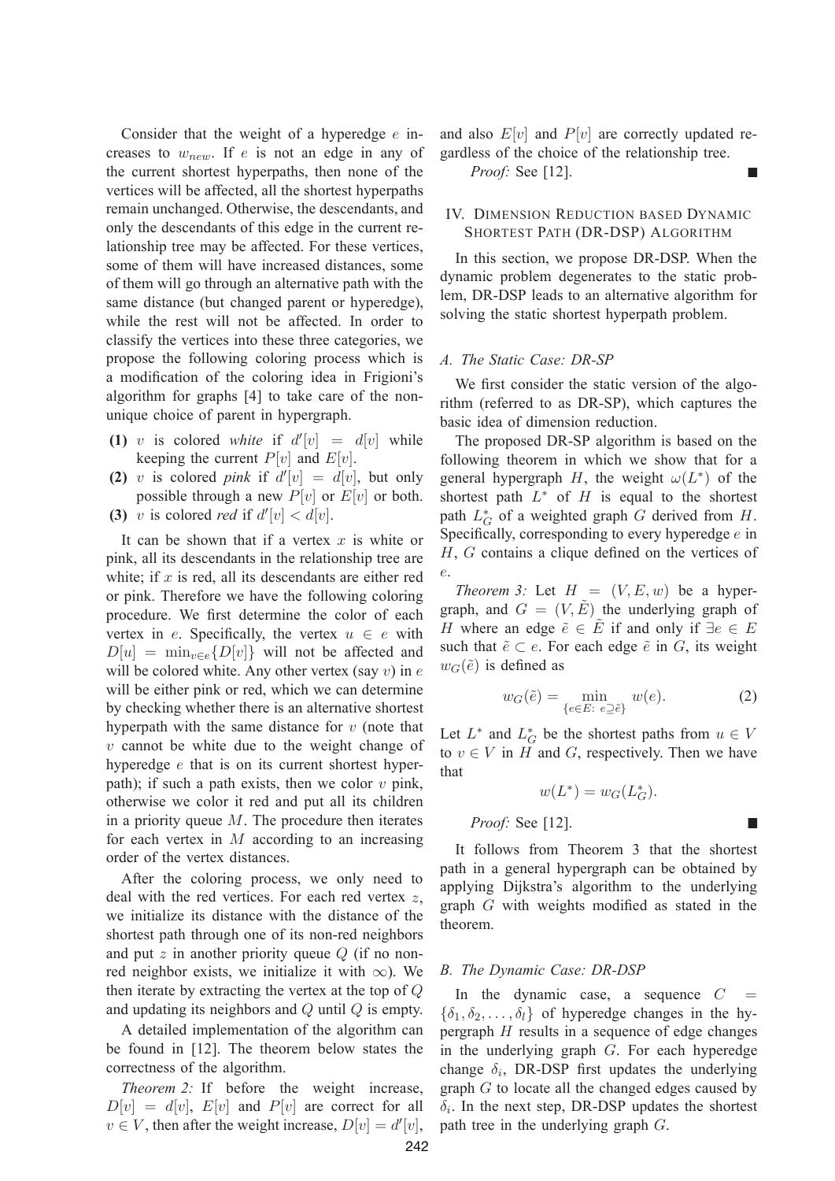Consider that the weight of a hyperedge $e$ increases to $w_{new}$. If $e$ is not an edge in any of the current shortest hyperpaths, then none of the vertices will be affected, all the shortest hyperpaths remain unchanged. Otherwise, the descendants, and only the descendants of this edge in the current relationship tree may be affected. For these vertices, some of them will have increased distances, some of them will go through an alternative path with the same distance (but changed parent or hyperedge), while the rest will not be affected. In order to classify the vertices into these three categories, we propose the following coloring process which is a modification of the coloring idea in Frigioni's algorithm for graphs [4] to take care of the non-unique choice of parent in hypergraph.

- **(1)** $v$ is colored *white* if $d'[v] = d[v]$ while keeping the current $P[v]$ and $E[v]$.
- **(2)** $v$ is colored *pink* if $d'[v] = d[v]$, but only possible through a new $P[v]$ or $E[v]$ or both.
- **(3)** $v$ is colored *red* if $d'[v] < d[v]$.

It can be shown that if a vertex $x$ is white or pink, all its descendants in the relationship tree are white; if $x$ is red, all its descendants are either red or pink. Therefore we have the following coloring procedure. We first determine the color of each vertex in $e$. Specifically, the vertex $u \in e$ with $D[u] = \min_{v \in e}\{D[v]\}$ will not be affected and will be colored white. Any other vertex (say $v$) in $e$ will be either pink or red, which we can determine by checking whether there is an alternative shortest hyperpath with the same distance for $v$ (note that $v$ cannot be white due to the weight change of hyperedge $e$ that is on its current shortest hyperpath); if such a path exists, then we color $v$ pink, otherwise we color it red and put all its children in a priority queue $M$. The procedure then iterates for each vertex in $M$ according to an increasing order of the vertex distances.

After the coloring process, we only need to deal with the red vertices. For each red vertex $z$, we initialize its distance with the distance of the shortest path through one of its non-red neighbors and put $z$ in another priority queue $Q$ (if no non-red neighbor exists, we initialize it with $\infty$). We then iterate by extracting the vertex at the top of $Q$ and updating its neighbors and $Q$ until $Q$ is empty.

A detailed implementation of the algorithm can be found in [12]. The theorem below states the correctness of the algorithm.

*Theorem 2:* If before the weight increase, $D[v] = d[v]$, $E[v]$ and $P[v]$ are correct for all $v \in V$, then after the weight increase, $D[v] = d'[v]$, and also $E[v]$ and $P[v]$ are correctly updated regardless of the choice of the relationship tree.

*Proof:* See [12]. ■

## IV. Dimension Reduction based Dynamic Shortest Path (DR-DSP) Algorithm

In this section, we propose DR-DSP. When the dynamic problem degenerates to the static problem, DR-DSP leads to an alternative algorithm for solving the static shortest hyperpath problem.

### A. The Static Case: DR-SP

We first consider the static version of the algorithm (referred to as DR-SP), which captures the basic idea of dimension reduction.

The proposed DR-SP algorithm is based on the following theorem in which we show that for a general hypergraph $H$, the weight $\omega(L^*)$ of the shortest path $L^*$ of $H$ is equal to the shortest path $L^*_G$ of a weighted graph $G$ derived from $H$. Specifically, corresponding to every hyperedge $e$ in $H$, $G$ contains a clique defined on the vertices of $e$.

*Theorem 3:* Let $H = (V, E, w)$ be a hypergraph, and $G = (V, \tilde{E})$ the underlying graph of $H$ where an edge $\tilde{e} \in \tilde{E}$ if and only if $\exists e \in E$ such that $\tilde{e} \subset e$. For each edge $\tilde{e}$ in $G$, its weight $w_G(\tilde{e})$ is defined as

$$w_G(\tilde{e}) = \min_{\{e \in E:\ e \supseteq \tilde{e}\}} w(e). \tag{2}$$

Let $L^*$ and $L^*_G$ be the shortest paths from $u \in V$ to $v \in V$ in $H$ and $G$, respectively. Then we have that

$$w(L^*) = w_G(L^*_G).$$

*Proof:* See [12]. ■

It follows from Theorem 3 that the shortest path in a general hypergraph can be obtained by applying Dijkstra's algorithm to the underlying graph $G$ with weights modified as stated in the theorem.

### B. The Dynamic Case: DR-DSP

In the dynamic case, a sequence $C = \{\delta_1, \delta_2, \ldots, \delta_l\}$ of hyperedge changes in the hypergraph $H$ results in a sequence of edge changes in the underlying graph $G$. For each hyperedge change $\delta_i$, DR-DSP first updates the underlying graph $G$ to locate all the changed edges caused by $\delta_i$. In the next step, DR-DSP updates the shortest path tree in the underlying graph $G$.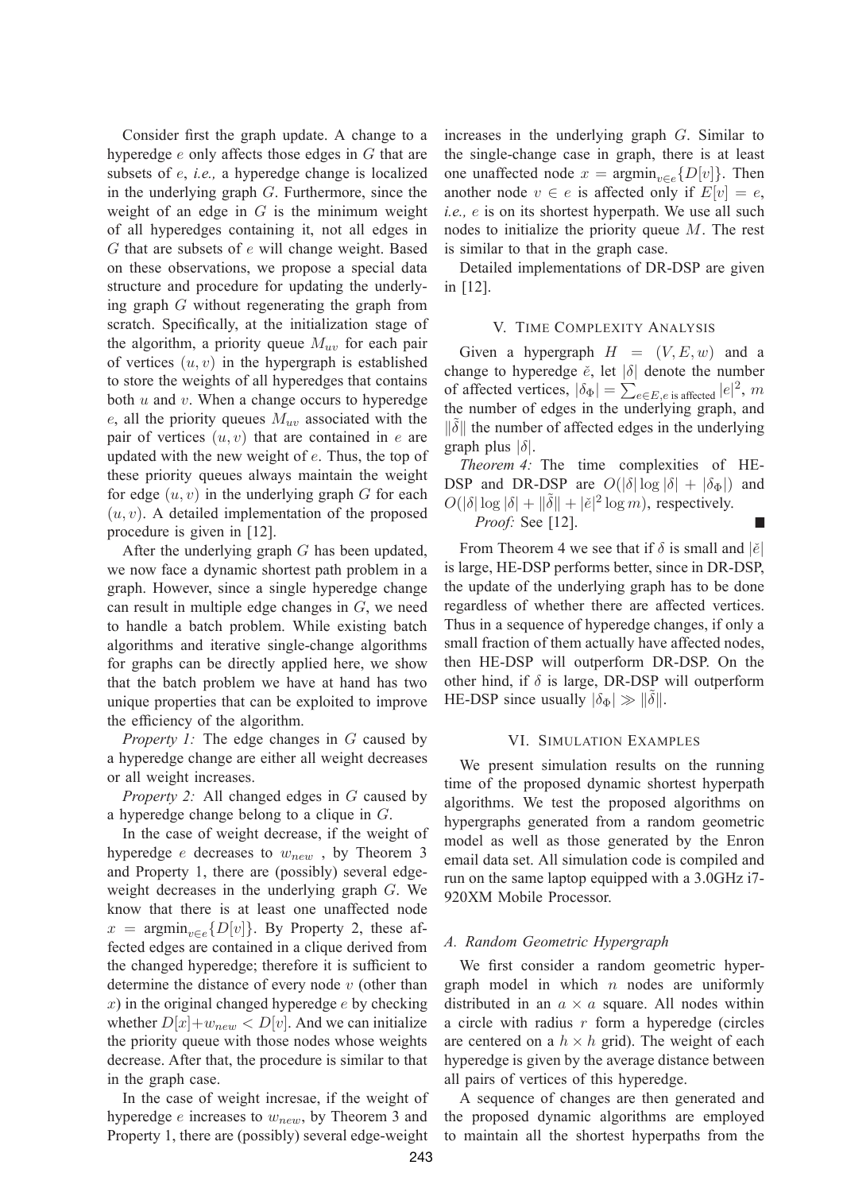Consider first the graph update. A change to a hyperedge $e$ only affects those edges in $G$ that are subsets of $e$, *i.e.,* a hyperedge change is localized in the underlying graph $G$. Furthermore, since the weight of an edge in $G$ is the minimum weight of all hyperedges containing it, not all edges in $G$ that are subsets of $e$ will change weight. Based on these observations, we propose a special data structure and procedure for updating the underlying graph $G$ without regenerating the graph from scratch. Specifically, at the initialization stage of the algorithm, a priority queue $M_{uv}$ for each pair of vertices $(u, v)$ in the hypergraph is established to store the weights of all hyperedges that contains both $u$ and $v$. When a change occurs to hyperedge $e$, all the priority queues $M_{uv}$ associated with the pair of vertices $(u, v)$ that are contained in $e$ are updated with the new weight of $e$. Thus, the top of these priority queues always maintain the weight for edge $(u, v)$ in the underlying graph $G$ for each $(u, v)$. A detailed implementation of the proposed procedure is given in [12].

After the underlying graph $G$ has been updated, we now face a dynamic shortest path problem in a graph. However, since a single hyperedge change can result in multiple edge changes in $G$, we need to handle a batch problem. While existing batch algorithms and iterative single-change algorithms for graphs can be directly applied here, we show that the batch problem we have at hand has two unique properties that can be exploited to improve the efficiency of the algorithm.

*Property 1:* The edge changes in $G$ caused by a hyperedge change are either all weight decreases or all weight increases.

*Property 2:* All changed edges in $G$ caused by a hyperedge change belong to a clique in $G$.

In the case of weight decrease, if the weight of hyperedge $e$ decreases to $w_{new}$ , by Theorem 3 and Property 1, there are (possibly) several edge-weight decreases in the underlying graph $G$. We know that there is at least one unaffected node $x = \text{argmin}_{v \in e}\{D[v]\}$. By Property 2, these affected edges are contained in a clique derived from the changed hyperedge; therefore it is sufficient to determine the distance of every node $v$ (other than $x$) in the original changed hyperedge $e$ by checking whether $D[x]+w_{new} < D[v]$. And we can initialize the priority queue with those nodes whose weights decrease. After that, the procedure is similar to that in the graph case.

In the case of weight incresae, if the weight of hyperedge $e$ increases to $w_{new}$, by Theorem 3 and Property 1, there are (possibly) several edge-weight increases in the underlying graph $G$. Similar to the single-change case in graph, there is at least one unaffected node $x = \text{argmin}_{v \in e}\{D[v]\}$. Then another node $v \in e$ is affected only if $E[v] = e$, *i.e., e* is on its shortest hyperpath. We use all such nodes to initialize the priority queue $M$. The rest is similar to that in the graph case.

Detailed implementations of DR-DSP are given in [12].

## V. Time Complexity Analysis

Given a hypergraph $H = (V, E, w)$ and a change to hyperedge $\check{e}$, let $|\delta|$ denote the number of affected vertices, $|\delta_\Phi| = \sum_{e \in E, e \text{ is affected}} |e|^2$, $m$ the number of edges in the underlying graph, and $\|\tilde{\delta}\|$ the number of affected edges in the underlying graph plus $|\delta|$.

*Theorem 4:* The time complexities of HE-DSP and DR-DSP are $O(|\delta| \log |\delta| + |\delta_\Phi|)$ and $O(|\delta| \log |\delta| + \|\tilde{\delta}\| + |\check{e}|^2 \log m)$, respectively.

*Proof:* See [12]. ∎

From Theorem 4 we see that if $\delta$ is small and $|\check{e}|$ is large, HE-DSP performs better, since in DR-DSP, the update of the underlying graph has to be done regardless of whether there are affected vertices. Thus in a sequence of hyperedge changes, if only a small fraction of them actually have affected nodes, then HE-DSP will outperform DR-DSP. On the other hind, if $\delta$ is large, DR-DSP will outperform HE-DSP since usually $|\delta_\Phi| \gg \|\tilde{\delta}\|$.

## VI. Simulation Examples

We present simulation results on the running time of the proposed dynamic shortest hyperpath algorithms. We test the proposed algorithms on hypergraphs generated from a random geometric model as well as those generated by the Enron email data set. All simulation code is compiled and run on the same laptop equipped with a 3.0GHz i7-920XM Mobile Processor.

### *A. Random Geometric Hypergraph*

We first consider a random geometric hypergraph model in which $n$ nodes are uniformly distributed in an $a \times a$ square. All nodes within a circle with radius $r$ form a hyperedge (circles are centered on a $h \times h$ grid). The weight of each hyperedge is given by the average distance between all pairs of vertices of this hyperedge.

A sequence of changes are then generated and the proposed dynamic algorithms are employed to maintain all the shortest hyperpaths from the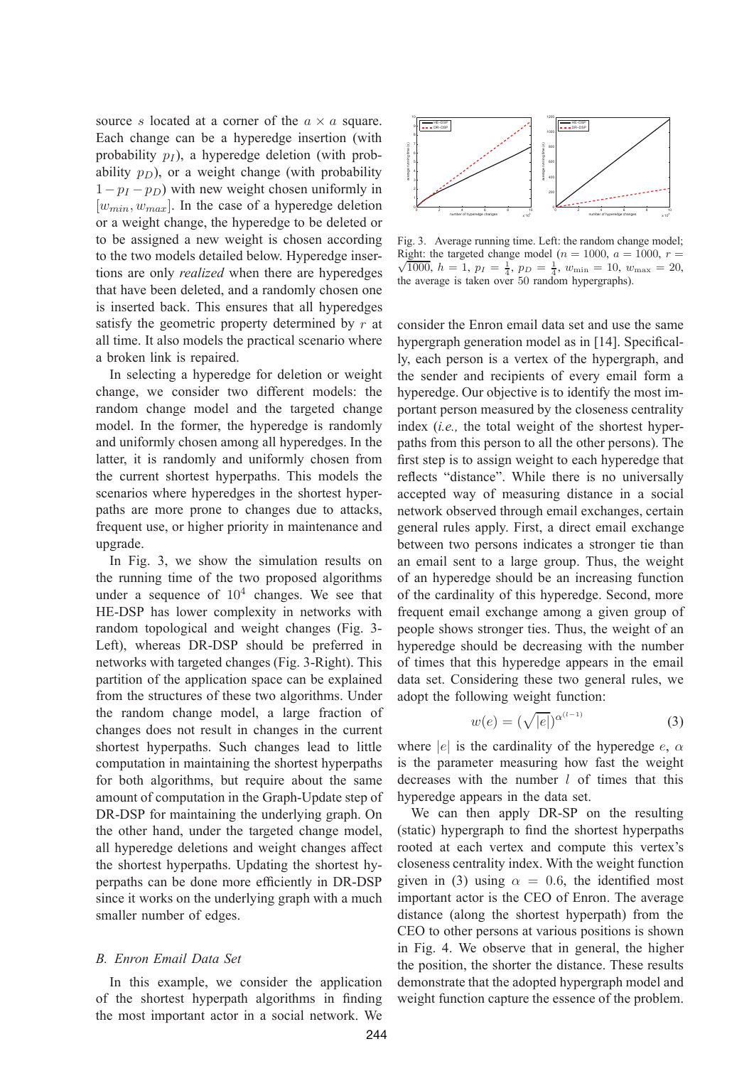source $s$ located at a corner of the $a \times a$ square. Each change can be a hyperedge insertion (with probability $p_I$), a hyperedge deletion (with probability $p_D$), or a weight change (with probability $1-p_I-p_D$) with new weight chosen uniformly in $[w_{min}, w_{max}]$. In the case of a hyperedge deletion or a weight change, the hyperedge to be deleted or to be assigned a new weight is chosen according to the two models detailed below. Hyperedge insertions are only *realized* when there are hyperedges that have been deleted, and a randomly chosen one is inserted back. This ensures that all hyperedges satisfy the geometric property determined by $r$ at all time. It also models the practical scenario where a broken link is repaired.

In selecting a hyperedge for deletion or weight change, we consider two different models: the random change model and the targeted change model. In the former, the hyperedge is randomly and uniformly chosen among all hyperedges. In the latter, it is randomly and uniformly chosen from the current shortest hyperpaths. This models the scenarios where hyperedges in the shortest hyperpaths are more prone to changes due to attacks, frequent use, or higher priority in maintenance and upgrade.

In Fig. 3, we show the simulation results on the running time of the two proposed algorithms under a sequence of $10^4$ changes. We see that HE-DSP has lower complexity in networks with random topological and weight changes (Fig. 3-Left), whereas DR-DSP should be preferred in networks with targeted changes (Fig. 3-Right). This partition of the application space can be explained from the structures of these two algorithms. Under the random change model, a large fraction of changes does not result in changes in the current shortest hyperpaths. Such changes lead to little computation in maintaining the shortest hyperpaths for both algorithms, but require about the same amount of computation in the Graph-Update step of DR-DSP for maintaining the underlying graph. On the other hand, under the targeted change model, all hyperedge deletions and weight changes affect the shortest hyperpaths. Updating the shortest hyperpaths can be done more efficiently in DR-DSP since it works on the underlying graph with a much smaller number of edges.

### B. Enron Email Data Set

In this example, we consider the application of the shortest hyperpath algorithms in finding the most important actor in a social network. We consider the Enron email data set and use the same hypergraph generation model as in [14]. Specifically, each person is a vertex of the hypergraph, and the sender and recipients of every email form a hyperedge. Our objective is to identify the most important person measured by the closeness centrality index (*i.e.,* the total weight of the shortest hyperpaths from this person to all the other persons). The first step is to assign weight to each hyperedge that reflects "distance". While there is no universally accepted way of measuring distance in a social network observed through email exchanges, certain general rules apply. First, a direct email exchange between two persons indicates a stronger tie than an email sent to a large group. Thus, the weight of an hyperedge should be an increasing function of the cardinality of this hyperedge. Second, more frequent email exchange among a given group of people shows stronger ties. Thus, the weight of an hyperedge should be decreasing with the number of times that this hyperedge appears in the email data set. Considering these two general rules, we adopt the following weight function:

$$w(e) = (\sqrt{|e|})^{\alpha^{(l-1)}} \tag{3}$$

where $|e|$ is the cardinality of the hyperedge $e$, $\alpha$ is the parameter measuring how fast the weight decreases with the number $l$ of times that this hyperedge appears in the data set.

We can then apply DR-SP on the resulting (static) hypergraph to find the shortest hyperpaths rooted at each vertex and compute this vertex's closeness centrality index. With the weight function given in (3) using $\alpha = 0.6$, the identified most important actor is the CEO of Enron. The average distance (along the shortest hyperpath) from the CEO to other persons at various positions is shown in Fig. 4. We observe that in general, the higher the position, the shorter the distance. These results demonstrate that the adopted hypergraph model and weight function capture the essence of the problem.

Fig. 3. Average running time. Left: the random change model; Right: the targeted change model ($n = 1000$, $a = 1000$, $r = \sqrt{1000}$, $h = 1$, $p_I = \frac{1}{4}$, $p_D = \frac{1}{4}$, $w_{\min} = 10$, $w_{\max} = 20$, the average is taken over 50 random hypergraphs).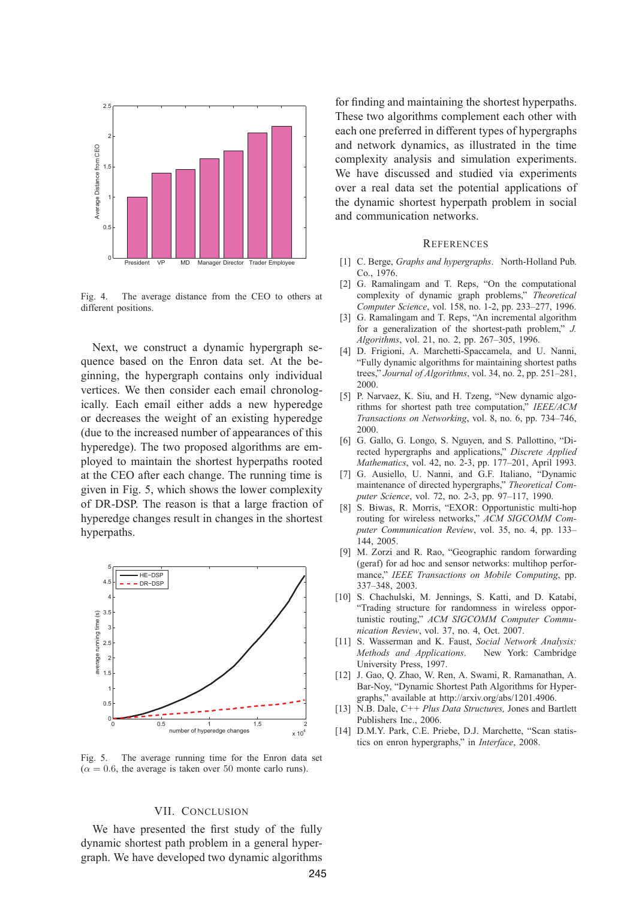Average Distance from CEO

2.5

2

1.5

1

0.5

0

President VP MD Manager Director Trader Employee

Fig. 4. The average distance from the CEO to others at different positions.

Next, we construct a dynamic hypergraph sequence based on the Enron data set. At the beginning, the hypergraph contains only individual vertices. We then consider each email chronologically. Each email either adds a new hyperedge or decreases the weight of an existing hyperedge (due to the increased number of appearances of this hyperedge). The two proposed algorithms are employed to maintain the shortest hyperpaths rooted at the CEO after each change. The running time is given in Fig. 5, which shows the lower complexity of DR-DSP. The reason is that a large fraction of hyperedge changes result in changes in the shortest hyperpaths.

HE-DSP

DR-DSP

average running time (s)

5

4.5

4

3.5

3

2.5

2

1.5

1

0.5

0

0 0.5 1 1.5 2

number of hyperedge changes

x 10^4

Fig. 5. The average running time for the Enron data set ($\alpha = 0.6$, the average is taken over $50$ monte carlo runs).

## VII. Conclusion

We have presented the first study of the fully dynamic shortest path problem in a general hypergraph. We have developed two dynamic algorithms for finding and maintaining the shortest hyperpaths. These two algorithms complement each other with each one preferred in different types of hypergraphs and network dynamics, as illustrated in the time complexity analysis and simulation experiments. We have discussed and studied via experiments over a real data set the potential applications of the dynamic shortest hyperpath problem in social and communication networks.

## References

[1] C. Berge, *Graphs and hypergraphs*. North-Holland Pub. Co., 1976.

[2] G. Ramalingam and T. Reps, "On the computational complexity of dynamic graph problems," *Theoretical Computer Science*, vol. 158, no. 1-2, pp. 233–277, 1996.

[3] G. Ramalingam and T. Reps, "An incremental algorithm for a generalization of the shortest-path problem," *J. Algorithms*, vol. 21, no. 2, pp. 267–305, 1996.

[4] D. Frigioni, A. Marchetti-Spaccamela, and U. Nanni, "Fully dynamic algorithms for maintaining shortest paths trees," *Journal of Algorithms*, vol. 34, no. 2, pp. 251–281, 2000.

[5] P. Narvaez, K. Siu, and H. Tzeng, "New dynamic algorithms for shortest path tree computation," *IEEE/ACM Transactions on Networking*, vol. 8, no. 6, pp. 734–746, 2000.

[6] G. Gallo, G. Longo, S. Nguyen, and S. Pallottino, "Directed hypergraphs and applications," *Discrete Applied Mathematics*, vol. 42, no. 2-3, pp. 177–201, April 1993.

[7] G. Ausiello, U. Nanni, and G.F. Italiano, "Dynamic maintenance of directed hypergraphs," *Theoretical Computer Science*, vol. 72, no. 2-3, pp. 97–117, 1990.

[8] S. Biwas, R. Morris, "EXOR: Opportunistic multi-hop routing for wireless networks," *ACM SIGCOMM Computer Communication Review*, vol. 35, no. 4, pp. 133–144, 2005.

[9] M. Zorzi and R. Rao, "Geographic random forwarding (geraf) for ad hoc and sensor networks: multihop performance," *IEEE Transactions on Mobile Computing*, pp. 337–348, 2003.

[10] S. Chachulski, M. Jennings, S. Katti, and D. Katabi, "Trading structure for randomness in wireless opportunistic routing," *ACM SIGCOMM Computer Communication Review*, vol. 37, no. 4, Oct. 2007.

[11] S. Wasserman and K. Faust, *Social Network Analysis: Methods and Applications*. New York: Cambridge University Press, 1997.

[12] J. Gao, Q. Zhao, W. Ren, A. Swami, R. Ramanathan, A. Bar-Noy, "Dynamic Shortest Path Algorithms for Hypergraphs," available at http://arxiv.org/abs/1201.4906.

[13] N.B. Dale, *C++ Plus Data Structures,* Jones and Bartlett Publishers Inc., 2006.

[14] D.M.Y. Park, C.E. Priebe, D.J. Marchette, "Scan statistics on enron hypergraphs," in *Interface*, 2008.